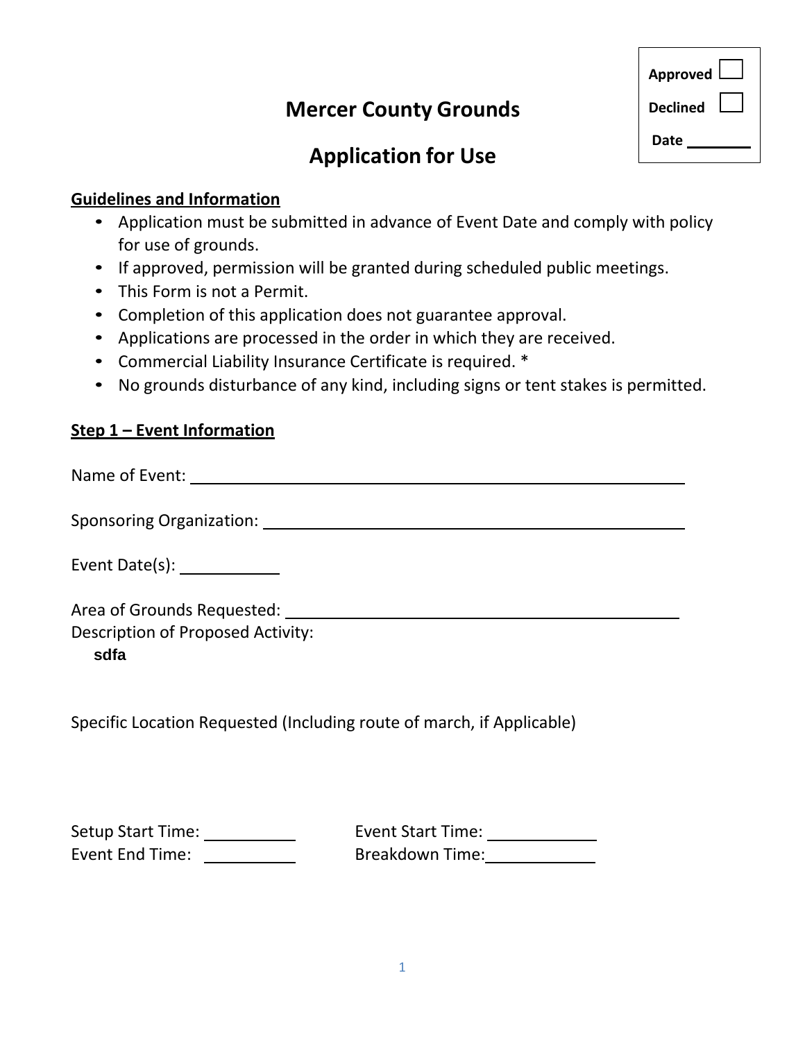Approved ☐

Declined ☐

Date ________

# Mercer County Grounds

# Application for Use

**Guidelines and Information**

- Application must be submitted in advance of Event Date and comply with policy for use of grounds.
- If approved, permission will be granted during scheduled public meetings.
- This Form is not a Permit.
- Completion of this application does not guarantee approval.
- Applications are processed in the order in which they are received.
- Commercial Liability Insurance Certificate is required. *
- No grounds disturbance of any kind, including signs or tent stakes is permitted.

**Step 1 – Event Information**

Name of Event: ______________________________

Sponsoring Organization: ______________________________

Event Date(s): ____________

Area of Grounds Requested: ______________________________

Description of Proposed Activity:

sdfa

Specific Location Requested (Including route of march, if Applicable)

Setup Start Time: __________ Event Start Time: __________

Event End Time: __________ Breakdown Time: __________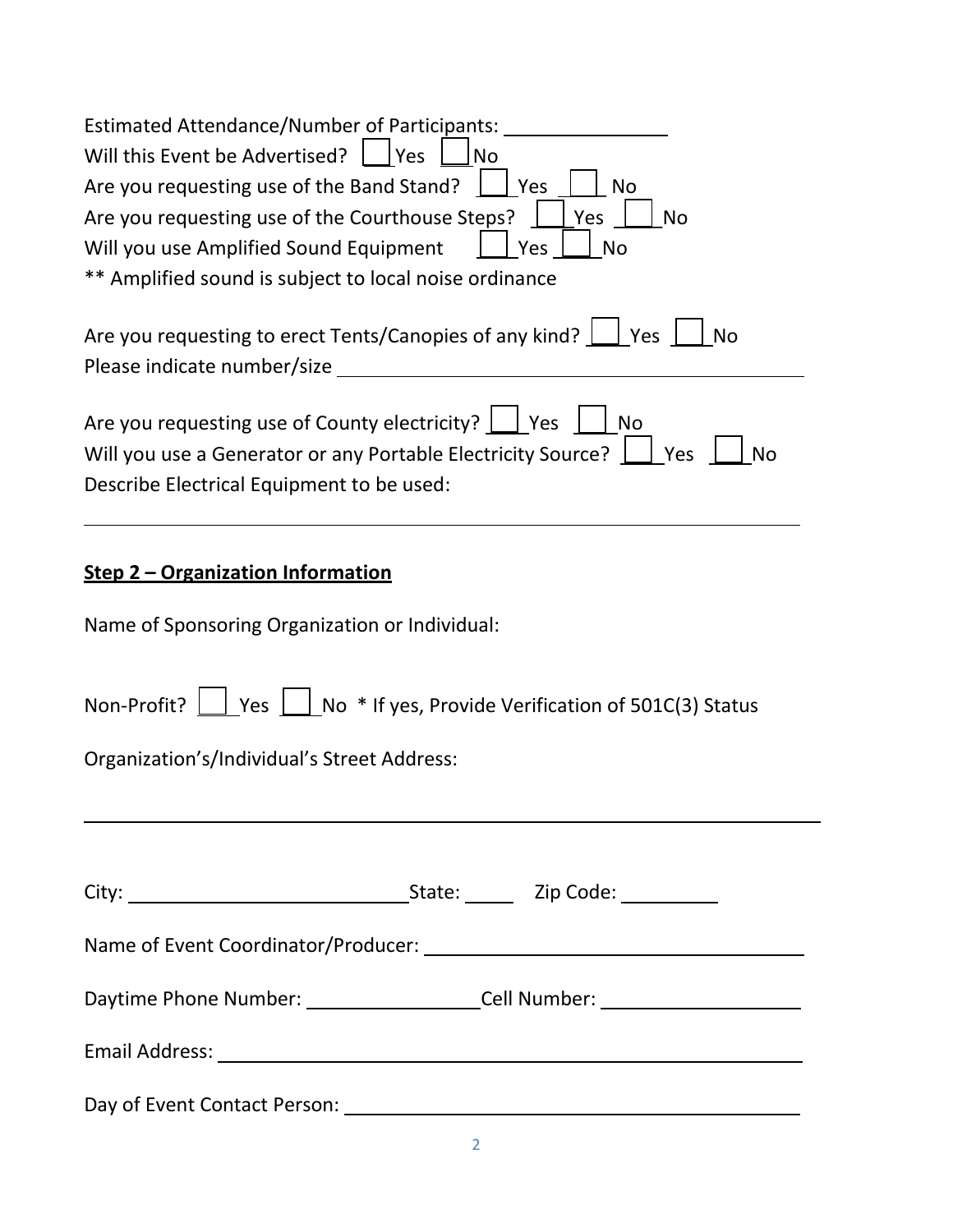Estimated Attendance/Number of Participants: ______________

Will this Event be Advertised? ☐ Yes ☐ No

Are you requesting use of the Band Stand? ☐ Yes ☐ No

Are you requesting use of the Courthouse Steps? ☐ Yes ☐ No

Will you use Amplified Sound Equipment ☐ Yes ☐ No

** Amplified sound is subject to local noise ordinance

Are you requesting to erect Tents/Canopies of any kind? ☐ Yes ☐ No

Please indicate number/size ______________________________

Are you requesting use of County electricity? ☐ Yes ☐ No

Will you use a Generator or any Portable Electricity Source? ☐ Yes ☐ No

Describe Electrical Equipment to be used:

______________________________________________________

## Step 2 – Organization Information

Name of Sponsoring Organization or Individual:

Non-Profit? ☐ Yes ☐ No * If yes, Provide Verification of 501C(3) Status

Organization's/Individual's Street Address:

______________________________________________________

City: ______________________ State: _____ Zip Code: _________

Name of Event Coordinator/Producer: ______________________________

Daytime Phone Number: ______________ Cell Number: ______________

Email Address: ______________________________________________

Day of Event Contact Person: ______________________________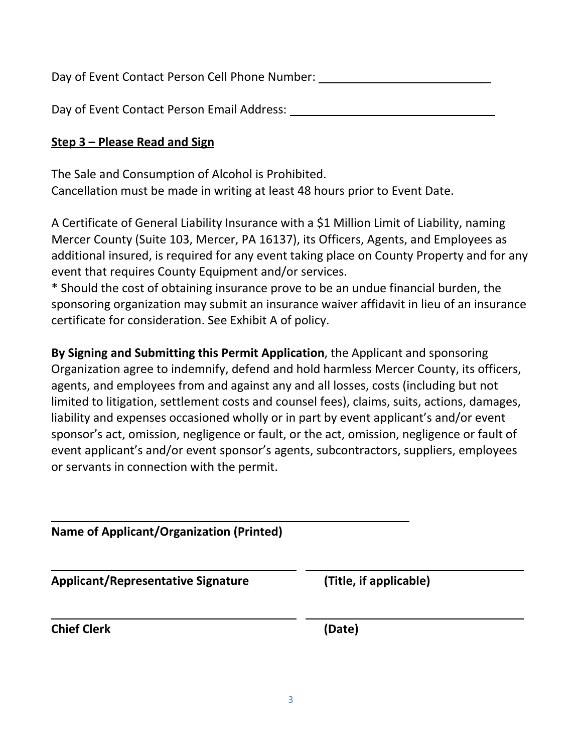Day of Event Contact Person Cell Phone Number: ____________________________

Day of Event Contact Person Email Address: ________________________________

**Step 3 – Please Read and Sign**

The Sale and Consumption of Alcohol is Prohibited.
Cancellation must be made in writing at least 48 hours prior to Event Date.

A Certificate of General Liability Insurance with a $1 Million Limit of Liability, naming Mercer County (Suite 103, Mercer, PA 16137), its Officers, Agents, and Employees as additional insured, is required for any event taking place on County Property and for any event that requires County Equipment and/or services.
* Should the cost of obtaining insurance prove to be an undue financial burden, the sponsoring organization may submit an insurance waiver affidavit in lieu of an insurance certificate for consideration. See Exhibit A of policy.

**By Signing and Submitting this Permit Application**, the Applicant and sponsoring Organization agree to indemnify, defend and hold harmless Mercer County, its officers, agents, and employees from and against any and all losses, costs (including but not limited to litigation, settlement costs and counsel fees), claims, suits, actions, damages, liability and expenses occasioned wholly or in part by event applicant's and/or event sponsor's act, omission, negligence or fault, or the act, omission, negligence or fault of event applicant's and/or event sponsor's agents, subcontractors, suppliers, employees or servants in connection with the permit.

______________________________________________
**Name of Applicant/Organization (Printed)**

______________________________ ______________________________
**Applicant/Representative Signature** **(Title, if applicable)**

______________________________ ______________________________
**Chief Clerk** **(Date)**